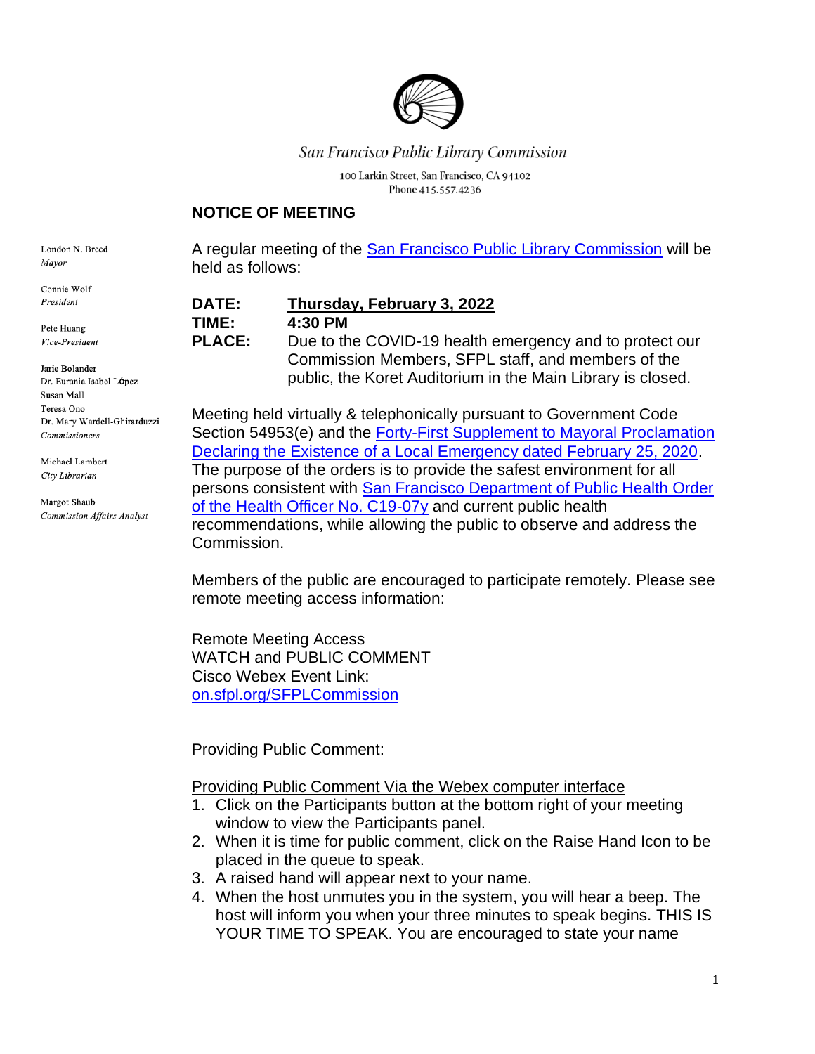San Francisco Public Library Commission

100 Larkin Street, San Francisco, CA 94102
Phone 415.557.4236

## NOTICE OF MEETING

London N. Breed
*Mayor*

Connie Wolf
*President*

Pete Huang
*Vice-President*

Jarie Bolander
Dr. Euranía Isabel López
Susan Mall
Teresa Ono
Dr. Mary Wardell-Ghirarduzzi
*Commissioners*

Michael Lambert
*City Librarian*

Margot Shaub
*Commission Affairs Analyst*

A regular meeting of the San Francisco Public Library Commission will be held as follows:

**DATE:** **Thursday, February 3, 2022**
**TIME:** **4:30 PM**
**PLACE:** Due to the COVID-19 health emergency and to protect our Commission Members, SFPL staff, and members of the public, the Koret Auditorium in the Main Library is closed.

Meeting held virtually & telephonically pursuant to Government Code Section 54953(e) and the Forty-First Supplement to Mayoral Proclamation Declaring the Existence of a Local Emergency dated February 25, 2020. The purpose of the orders is to provide the safest environment for all persons consistent with San Francisco Department of Public Health Order of the Health Officer No. C19-07y and current public health recommendations, while allowing the public to observe and address the Commission.

Members of the public are encouraged to participate remotely. Please see remote meeting access information:

Remote Meeting Access
WATCH and PUBLIC COMMENT
Cisco Webex Event Link:
on.sfpl.org/SFPLCommission

Providing Public Comment:

Providing Public Comment Via the Webex computer interface

1. Click on the Participants button at the bottom right of your meeting window to view the Participants panel.
2. When it is time for public comment, click on the Raise Hand Icon to be placed in the queue to speak.
3. A raised hand will appear next to your name.
4. When the host unmutes you in the system, you will hear a beep. The host will inform you when your three minutes to speak begins. THIS IS YOUR TIME TO SPEAK. You are encouraged to state your name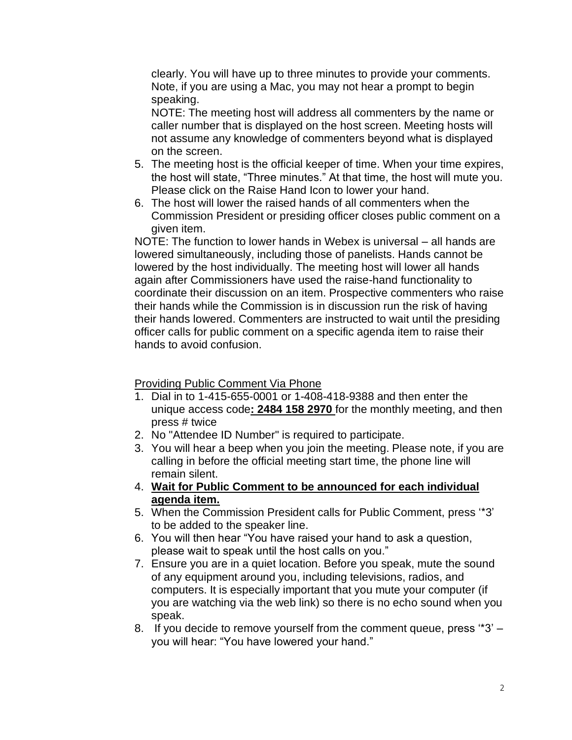clearly. You will have up to three minutes to provide your comments. Note, if you are using a Mac, you may not hear a prompt to begin speaking.

NOTE: The meeting host will address all commenters by the name or caller number that is displayed on the host screen. Meeting hosts will not assume any knowledge of commenters beyond what is displayed on the screen.

5. The meeting host is the official keeper of time. When your time expires, the host will state, “Three minutes.” At that time, the host will mute you. Please click on the Raise Hand Icon to lower your hand.
6. The host will lower the raised hands of all commenters when the Commission President or presiding officer closes public comment on a given item.

NOTE: The function to lower hands in Webex is universal – all hands are lowered simultaneously, including those of panelists. Hands cannot be lowered by the host individually. The meeting host will lower all hands again after Commissioners have used the raise-hand functionality to coordinate their discussion on an item. Prospective commenters who raise their hands while the Commission is in discussion run the risk of having their hands lowered. Commenters are instructed to wait until the presiding officer calls for public comment on a specific agenda item to raise their hands to avoid confusion.

<u>Providing Public Comment Via Phone</u>

1. Dial in to 1-415-655-0001 or 1-408-418-9388 and then enter the unique access code**: 2484 158 2970** for the monthly meeting, and then press # twice
2. No "Attendee ID Number" is required to participate.
3. You will hear a beep when you join the meeting. Please note, if you are calling in before the official meeting start time, the phone line will remain silent.
4. **<u>Wait for Public Comment to be announced for each individual agenda item.</u>**
5. When the Commission President calls for Public Comment, press ‘*3’ to be added to the speaker line.
6. You will then hear “You have raised your hand to ask a question, please wait to speak until the host calls on you.”
7. Ensure you are in a quiet location. Before you speak, mute the sound of any equipment around you, including televisions, radios, and computers. It is especially important that you mute your computer (if you are watching via the web link) so there is no echo sound when you speak.
8. If you decide to remove yourself from the comment queue, press ‘*3’ – you will hear: “You have lowered your hand.”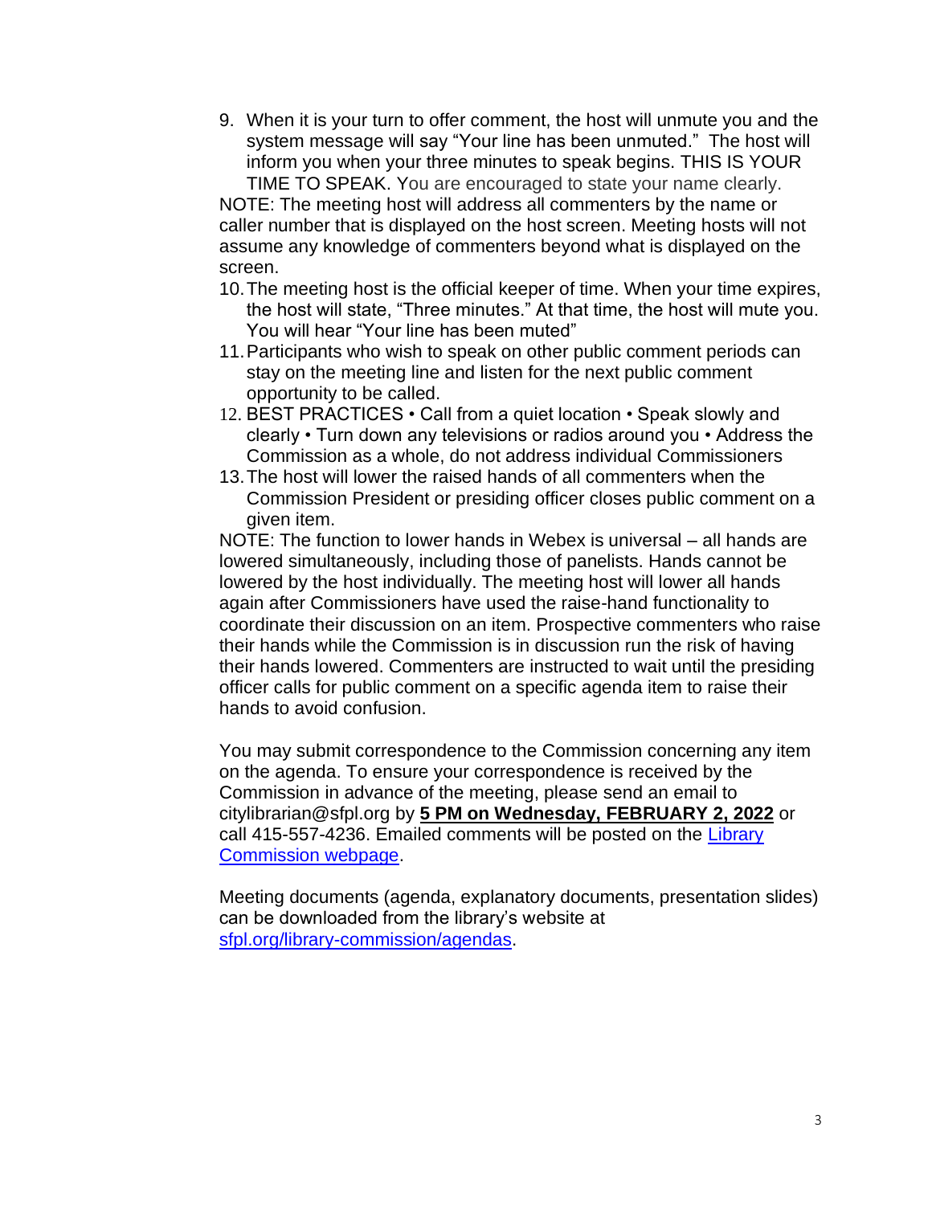9. When it is your turn to offer comment, the host will unmute you and the system message will say “Your line has been unmuted.” The host will inform you when your three minutes to speak begins. THIS IS YOUR TIME TO SPEAK. You are encouraged to state your name clearly.

NOTE: The meeting host will address all commenters by the name or caller number that is displayed on the host screen. Meeting hosts will not assume any knowledge of commenters beyond what is displayed on the screen.

10. The meeting host is the official keeper of time. When your time expires, the host will state, “Three minutes.” At that time, the host will mute you. You will hear “Your line has been muted”
11. Participants who wish to speak on other public comment periods can stay on the meeting line and listen for the next public comment opportunity to be called.
12. BEST PRACTICES • Call from a quiet location • Speak slowly and clearly • Turn down any televisions or radios around you • Address the Commission as a whole, do not address individual Commissioners
13. The host will lower the raised hands of all commenters when the Commission President or presiding officer closes public comment on a given item.

NOTE: The function to lower hands in Webex is universal – all hands are lowered simultaneously, including those of panelists. Hands cannot be lowered by the host individually. The meeting host will lower all hands again after Commissioners have used the raise-hand functionality to coordinate their discussion on an item. Prospective commenters who raise their hands while the Commission is in discussion run the risk of having their hands lowered. Commenters are instructed to wait until the presiding officer calls for public comment on a specific agenda item to raise their hands to avoid confusion.

You may submit correspondence to the Commission concerning any item on the agenda. To ensure your correspondence is received by the Commission in advance of the meeting, please send an email to citylibrarian@sfpl.org by **5 PM on Wednesday, FEBRUARY 2, 2022** or call 415-557-4236. Emailed comments will be posted on the Library Commission webpage.

Meeting documents (agenda, explanatory documents, presentation slides) can be downloaded from the library’s website at sfpl.org/library-commission/agendas.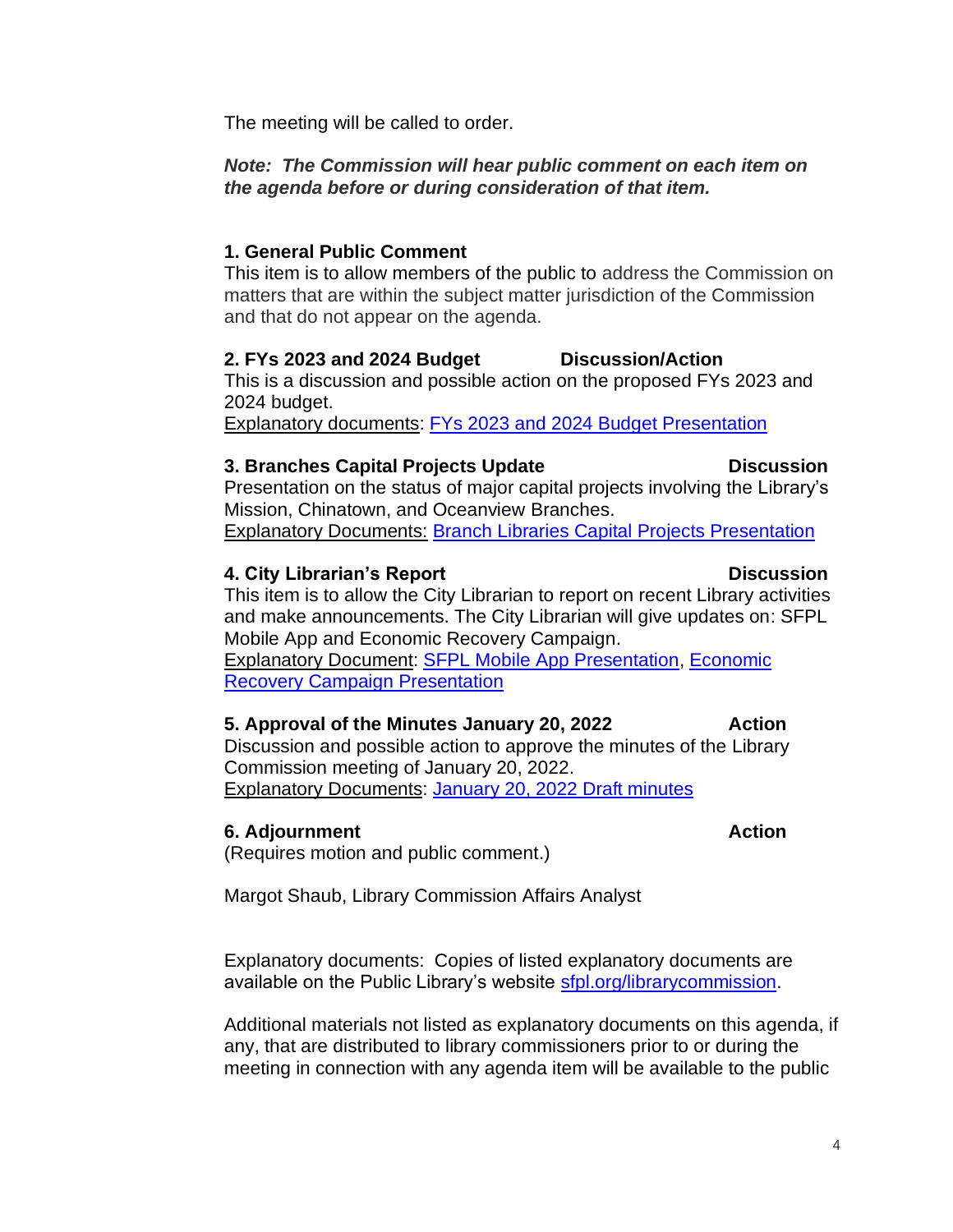The meeting will be called to order.

***Note: The Commission will hear public comment on each item on the agenda before or during consideration of that item.***

**1. General Public Comment**

This item is to allow members of the public to address the Commission on matters that are within the subject matter jurisdiction of the Commission and that do not appear on the agenda.

**2. FYs 2023 and 2024 Budget Discussion/Action**

This is a discussion and possible action on the proposed FYs 2023 and 2024 budget.

Explanatory documents: FYs 2023 and 2024 Budget Presentation

**3. Branches Capital Projects Update Discussion**

Presentation on the status of major capital projects involving the Library's Mission, Chinatown, and Oceanview Branches.

Explanatory Documents: Branch Libraries Capital Projects Presentation

**4. City Librarian's Report Discussion**

This item is to allow the City Librarian to report on recent Library activities and make announcements. The City Librarian will give updates on: SFPL Mobile App and Economic Recovery Campaign.

Explanatory Document: SFPL Mobile App Presentation, Economic Recovery Campaign Presentation

**5. Approval of the Minutes January 20, 2022 Action**

Discussion and possible action to approve the minutes of the Library Commission meeting of January 20, 2022.

Explanatory Documents: January 20, 2022 Draft minutes

**6. Adjournment Action**

(Requires motion and public comment.)

Margot Shaub, Library Commission Affairs Analyst

Explanatory documents: Copies of listed explanatory documents are available on the Public Library's website sfpl.org/librarycommission.

Additional materials not listed as explanatory documents on this agenda, if any, that are distributed to library commissioners prior to or during the meeting in connection with any agenda item will be available to the public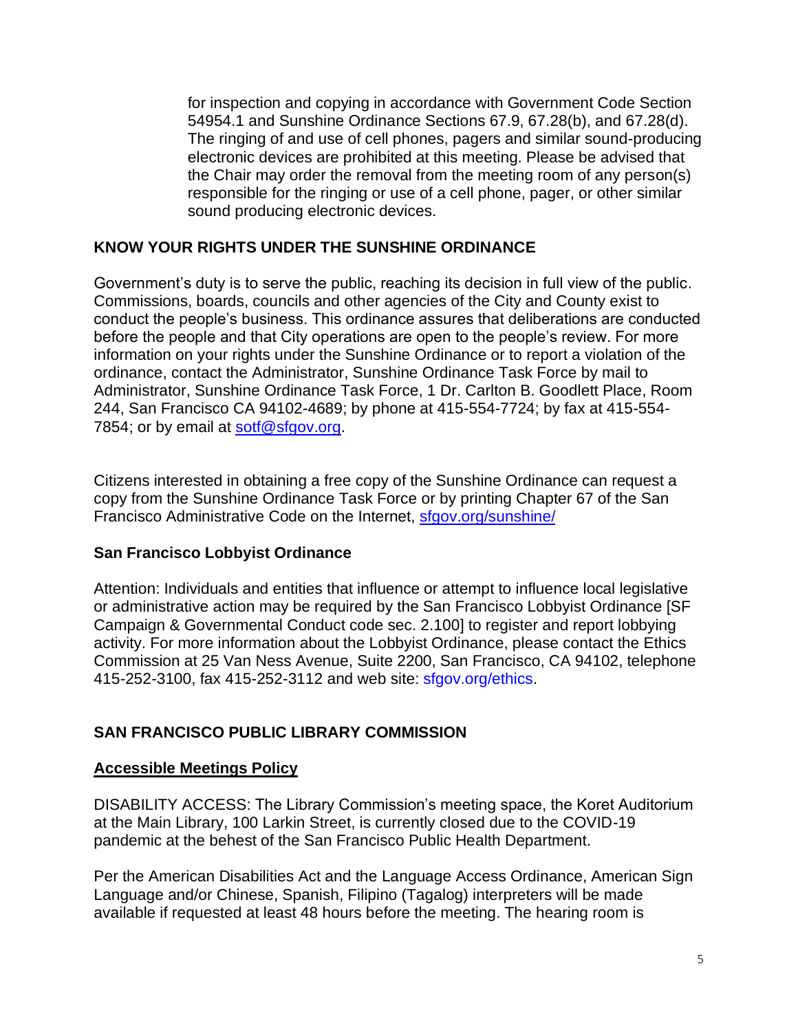for inspection and copying in accordance with Government Code Section 54954.1 and Sunshine Ordinance Sections 67.9, 67.28(b), and 67.28(d). The ringing of and use of cell phones, pagers and similar sound-producing electronic devices are prohibited at this meeting. Please be advised that the Chair may order the removal from the meeting room of any person(s) responsible for the ringing or use of a cell phone, pager, or other similar sound producing electronic devices.

## KNOW YOUR RIGHTS UNDER THE SUNSHINE ORDINANCE

Government's duty is to serve the public, reaching its decision in full view of the public. Commissions, boards, councils and other agencies of the City and County exist to conduct the people's business. This ordinance assures that deliberations are conducted before the people and that City operations are open to the people's review. For more information on your rights under the Sunshine Ordinance or to report a violation of the ordinance, contact the Administrator, Sunshine Ordinance Task Force by mail to Administrator, Sunshine Ordinance Task Force, 1 Dr. Carlton B. Goodlett Place, Room 244, San Francisco CA 94102-4689; by phone at 415-554-7724; by fax at 415-554-7854; or by email at [sotf@sfgov.org](mailto:sotf@sfgov.org).

Citizens interested in obtaining a free copy of the Sunshine Ordinance can request a copy from the Sunshine Ordinance Task Force or by printing Chapter 67 of the San Francisco Administrative Code on the Internet, [sfgov.org/sunshine/](sfgov.org/sunshine/)

### San Francisco Lobbyist Ordinance

Attention: Individuals and entities that influence or attempt to influence local legislative or administrative action may be required by the San Francisco Lobbyist Ordinance [SF Campaign & Governmental Conduct code sec. 2.100] to register and report lobbying activity. For more information about the Lobbyist Ordinance, please contact the Ethics Commission at 25 Van Ness Avenue, Suite 2200, San Francisco, CA 94102, telephone 415-252-3100, fax 415-252-3112 and web site: sfgov.org/ethics.

## SAN FRANCISCO PUBLIC LIBRARY COMMISSION

### Accessible Meetings Policy

DISABILITY ACCESS: The Library Commission's meeting space, the Koret Auditorium at the Main Library, 100 Larkin Street, is currently closed due to the COVID-19 pandemic at the behest of the San Francisco Public Health Department.

Per the American Disabilities Act and the Language Access Ordinance, American Sign Language and/or Chinese, Spanish, Filipino (Tagalog) interpreters will be made available if requested at least 48 hours before the meeting. The hearing room is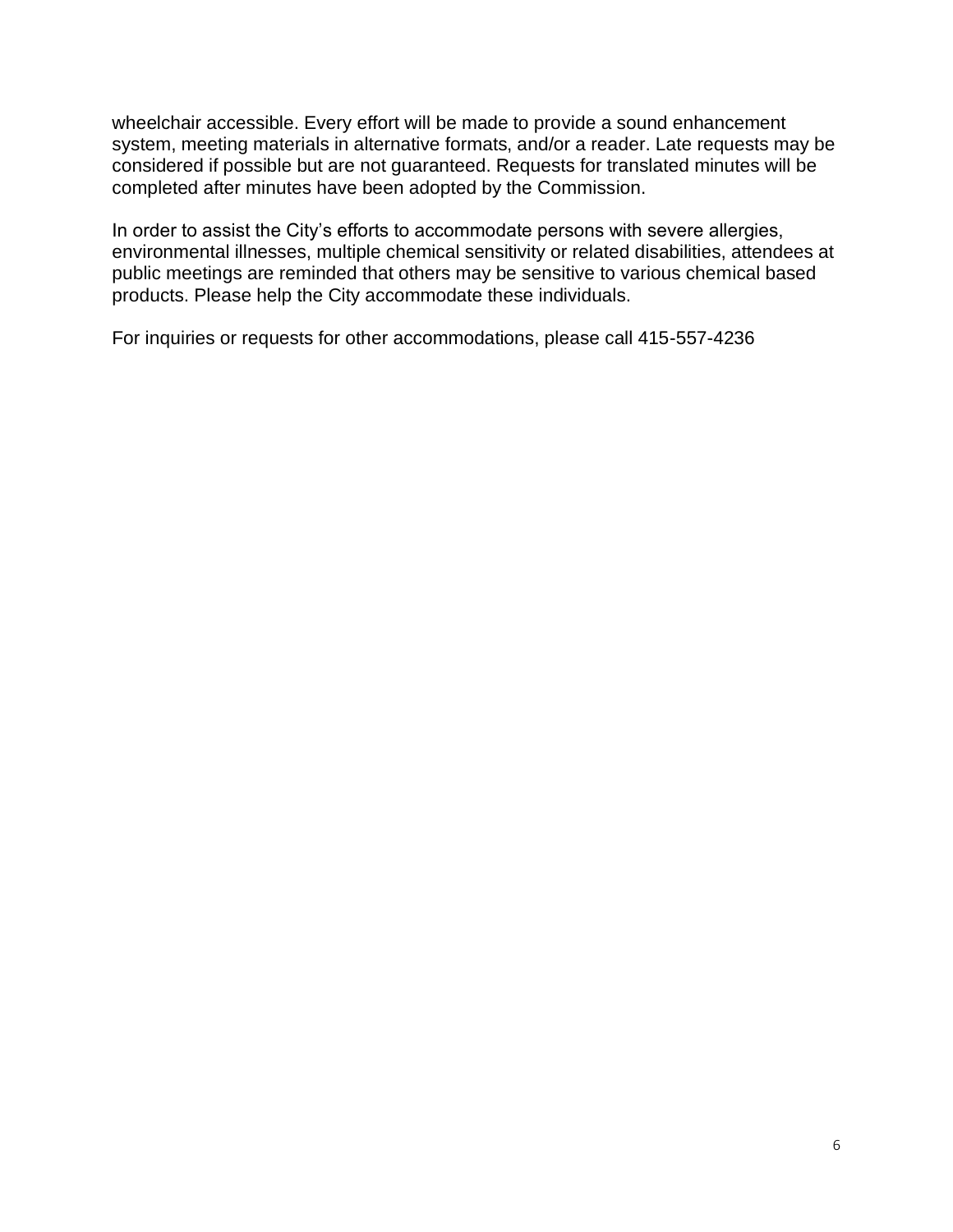wheelchair accessible. Every effort will be made to provide a sound enhancement system, meeting materials in alternative formats, and/or a reader. Late requests may be considered if possible but are not guaranteed. Requests for translated minutes will be completed after minutes have been adopted by the Commission.

In order to assist the City's efforts to accommodate persons with severe allergies, environmental illnesses, multiple chemical sensitivity or related disabilities, attendees at public meetings are reminded that others may be sensitive to various chemical based products. Please help the City accommodate these individuals.

For inquiries or requests for other accommodations, please call 415-557-4236